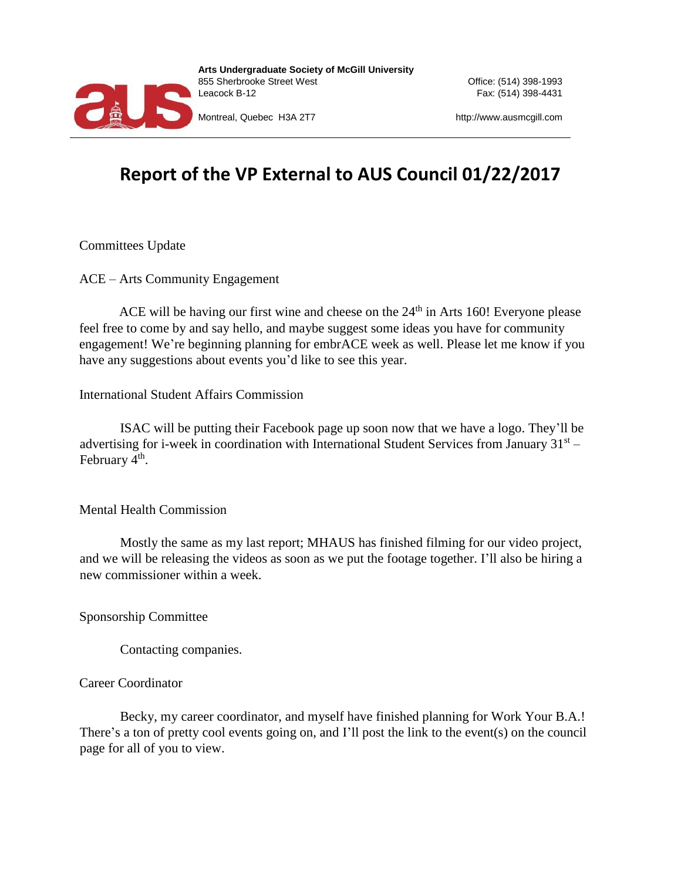**Arts Undergraduate Society of McGill University**
855 Sherbrooke Street West
Leacock B-12
Montreal, Quebec H3A 2T7

Office: (514) 398-1993
Fax: (514) 398-4431
http://www.ausmcgill.com

# Report of the VP External to AUS Council 01/22/2017

Committees Update

ACE – Arts Community Engagement

ACE will be having our first wine and cheese on the 24th in Arts 160! Everyone please feel free to come by and say hello, and maybe suggest some ideas you have for community engagement! We're beginning planning for embrACE week as well. Please let me know if you have any suggestions about events you'd like to see this year.

International Student Affairs Commission

ISAC will be putting their Facebook page up soon now that we have a logo. They'll be advertising for i-week in coordination with International Student Services from January 31st – February 4th.

Mental Health Commission

Mostly the same as my last report; MHAUS has finished filming for our video project, and we will be releasing the videos as soon as we put the footage together. I'll also be hiring a new commissioner within a week.

Sponsorship Committee

Contacting companies.

Career Coordinator

Becky, my career coordinator, and myself have finished planning for Work Your B.A.! There's a ton of pretty cool events going on, and I'll post the link to the event(s) on the council page for all of you to view.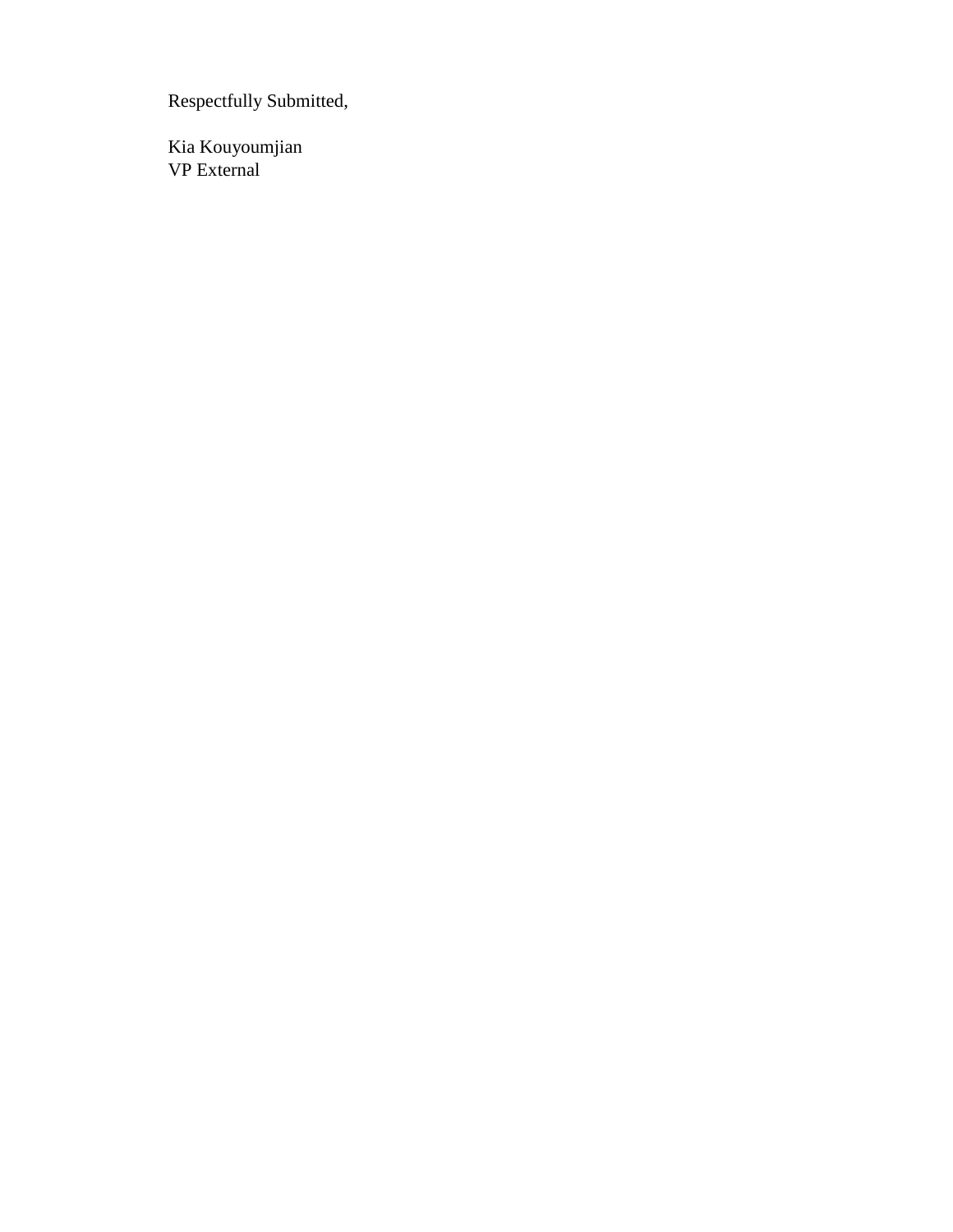Respectfully Submitted,

Kia Kouyoumjian  
VP External